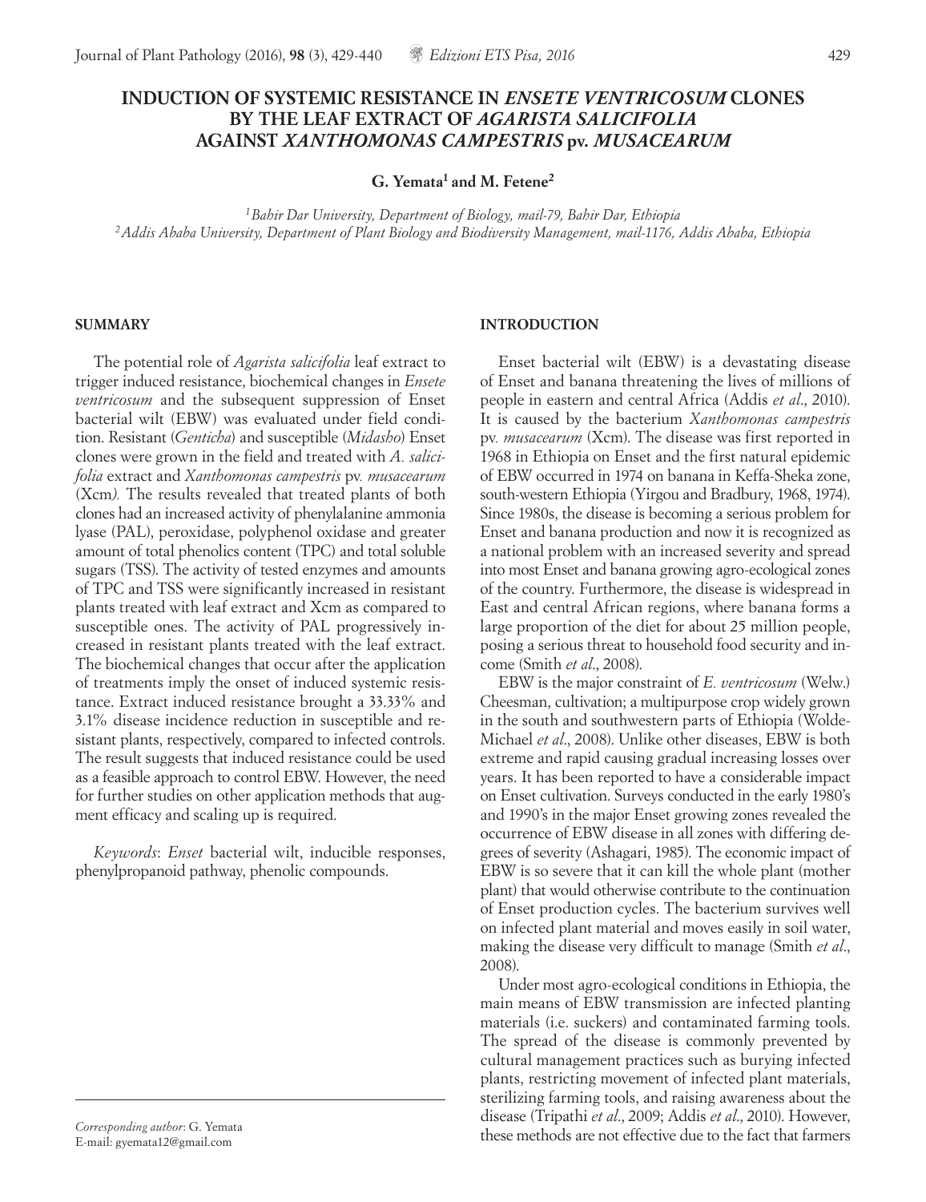# INDUCTION OF SYSTEMIC RESISTANCE IN *ENSETE VENTRICOSUM* CLONES BY THE LEAF EXTRACT OF *AGARISTA SALICIFOLIA* AGAINST *XANTHOMONAS CAMPESTRIS* pv. *MUSACEARUM*

**G. Yemata[1] and M. Fetene[2]**

*[1]Bahir Dar University, Department of Biology, mail-79, Bahir Dar, Ethiopia*
*[2]Addis Ababa University, Department of Plant Biology and Biodiversity Management, mail-1176, Addis Ababa, Ethiopia*

## SUMMARY

The potential role of *Agarista salicifolia* leaf extract to trigger induced resistance, biochemical changes in *Ensete ventricosum* and the subsequent suppression of Enset bacterial wilt (EBW) was evaluated under field condition. Resistant (*Genticha*) and susceptible (*Midasho*) Enset clones were grown in the field and treated with *A. salicifolia* extract and *Xanthomonas campestris* pv. *musacearum* (Xcm). The results revealed that treated plants of both clones had an increased activity of phenylalanine ammonia lyase (PAL), peroxidase, polyphenol oxidase and greater amount of total phenolics content (TPC) and total soluble sugars (TSS). The activity of tested enzymes and amounts of TPC and TSS were significantly increased in resistant plants treated with leaf extract and Xcm as compared to susceptible ones. The activity of PAL progressively increased in resistant plants treated with the leaf extract. The biochemical changes that occur after the application of treatments imply the onset of induced systemic resistance. Extract induced resistance brought a 33.33% and 3.1% disease incidence reduction in susceptible and resistant plants, respectively, compared to infected controls. The result suggests that induced resistance could be used as a feasible approach to control EBW. However, the need for further studies on other application methods that augment efficacy and scaling up is required.

*Keywords*: *Enset* bacterial wilt, inducible responses, phenylpropanoid pathway, phenolic compounds.

## INTRODUCTION

Enset bacterial wilt (EBW) is a devastating disease of Enset and banana threatening the lives of millions of people in eastern and central Africa (Addis *et al*., 2010). It is caused by the bacterium *Xanthomonas campestris* pv. *musacearum* (Xcm). The disease was first reported in 1968 in Ethiopia on Enset and the first natural epidemic of EBW occurred in 1974 on banana in Keffa-Sheka zone, south-western Ethiopia (Yirgou and Bradbury, 1968, 1974). Since 1980s, the disease is becoming a serious problem for Enset and banana production and now it is recognized as a national problem with an increased severity and spread into most Enset and banana growing agro-ecological zones of the country. Furthermore, the disease is widespread in East and central African regions, where banana forms a large proportion of the diet for about 25 million people, posing a serious threat to household food security and income (Smith *et al*., 2008).

EBW is the major constraint of *E. ventricosum* (Welw.) Cheesman, cultivation; a multipurpose crop widely grown in the south and southwestern parts of Ethiopia (Wolde-Michael *et al*., 2008). Unlike other diseases, EBW is both extreme and rapid causing gradual increasing losses over years. It has been reported to have a considerable impact on Enset cultivation. Surveys conducted in the early 1980's and 1990's in the major Enset growing zones revealed the occurrence of EBW disease in all zones with differing degrees of severity (Ashagari, 1985). The economic impact of EBW is so severe that it can kill the whole plant (mother plant) that would otherwise contribute to the continuation of Enset production cycles. The bacterium survives well on infected plant material and moves easily in soil water, making the disease very difficult to manage (Smith *et al*., 2008).

Under most agro-ecological conditions in Ethiopia, the main means of EBW transmission are infected planting materials (i.e. suckers) and contaminated farming tools. The spread of the disease is commonly prevented by cultural management practices such as burying infected plants, restricting movement of infected plant materials, sterilizing farming tools, and raising awareness about the disease (Tripathi *et al*., 2009; Addis *et al*., 2010). However, these methods are not effective due to the fact that farmers

*Corresponding author*: G. Yemata
E-mail: gyemata12@gmail.com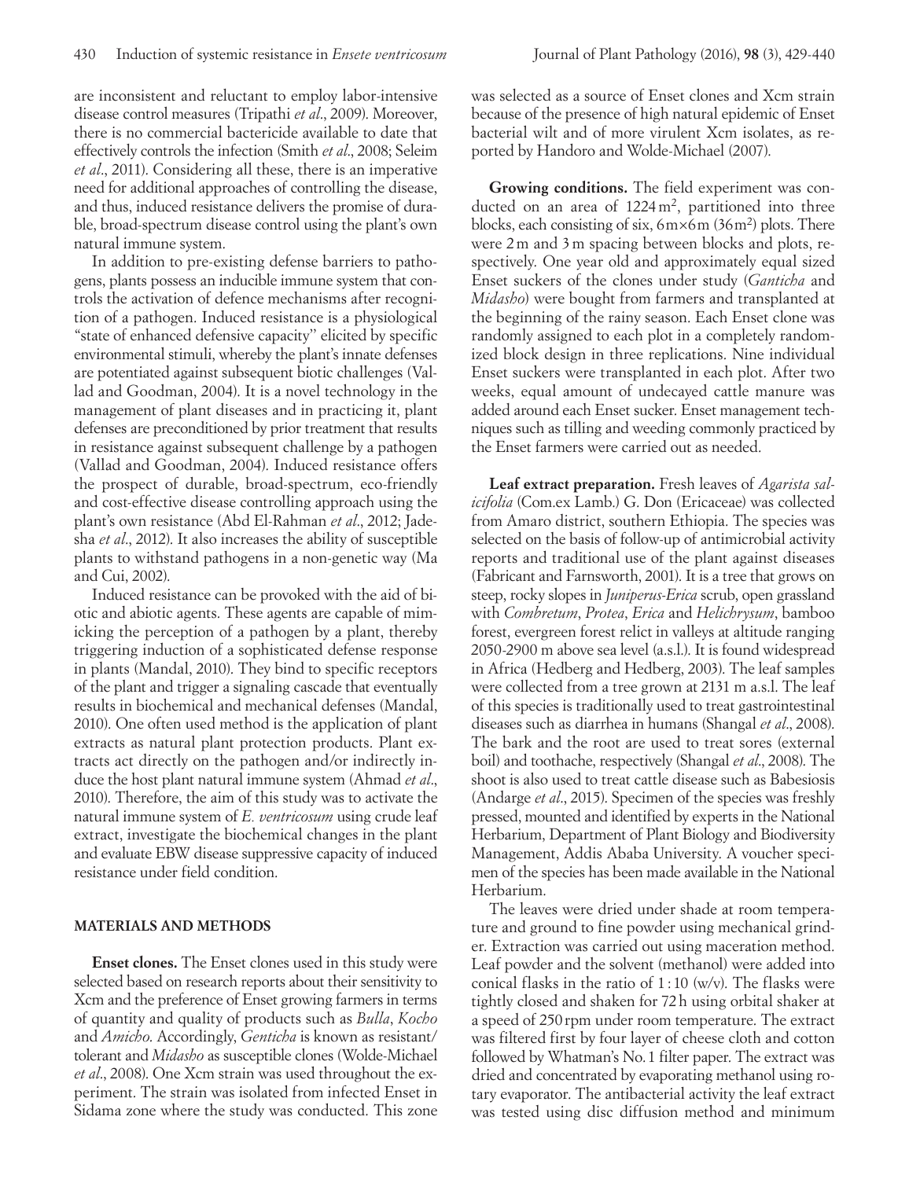are inconsistent and reluctant to employ labor-intensive disease control measures (Tripathi *et al*., 2009). Moreover, there is no commercial bactericide available to date that effectively controls the infection (Smith *et al*., 2008; Seleim *et al*., 2011). Considering all these, there is an imperative need for additional approaches of controlling the disease, and thus, induced resistance delivers the promise of durable, broad-spectrum disease control using the plant's own natural immune system.

In addition to pre-existing defense barriers to pathogens, plants possess an inducible immune system that controls the activation of defence mechanisms after recognition of a pathogen. Induced resistance is a physiological "state of enhanced defensive capacity" elicited by specific environmental stimuli, whereby the plant's innate defenses are potentiated against subsequent biotic challenges (Vallad and Goodman, 2004). It is a novel technology in the management of plant diseases and in practicing it, plant defenses are preconditioned by prior treatment that results in resistance against subsequent challenge by a pathogen (Vallad and Goodman, 2004). Induced resistance offers the prospect of durable, broad-spectrum, eco-friendly and cost-effective disease controlling approach using the plant's own resistance (Abd El-Rahman *et al*., 2012; Jadesha *et al*., 2012). It also increases the ability of susceptible plants to withstand pathogens in a non-genetic way (Ma and Cui, 2002).

Induced resistance can be provoked with the aid of biotic and abiotic agents. These agents are capable of mimicking the perception of a pathogen by a plant, thereby triggering induction of a sophisticated defense response in plants (Mandal, 2010). They bind to specific receptors of the plant and trigger a signaling cascade that eventually results in biochemical and mechanical defenses (Mandal, 2010). One often used method is the application of plant extracts as natural plant protection products. Plant extracts act directly on the pathogen and/or indirectly induce the host plant natural immune system (Ahmad *et al*., 2010). Therefore, the aim of this study was to activate the natural immune system of *E. ventricosum* using crude leaf extract, investigate the biochemical changes in the plant and evaluate EBW disease suppressive capacity of induced resistance under field condition.

## MATERIALS AND METHODS

**Enset clones.** The Enset clones used in this study were selected based on research reports about their sensitivity to Xcm and the preference of Enset growing farmers in terms of quantity and quality of products such as *Bulla*, *Kocho* and *Amicho*. Accordingly, *Genticha* is known as resistant/tolerant and *Midasho* as susceptible clones (Wolde-Michael *et al*., 2008). One Xcm strain was used throughout the experiment. The strain was isolated from infected Enset in Sidama zone where the study was conducted. This zone was selected as a source of Enset clones and Xcm strain because of the presence of high natural epidemic of Enset bacterial wilt and of more virulent Xcm isolates, as reported by Handoro and Wolde-Michael (2007).

**Growing conditions.** The field experiment was conducted on an area of 1224 $m^2$, partitioned into three blocks, each consisting of six, 6 m×6 m (36 $m^2$) plots. There were 2 m and 3 m spacing between blocks and plots, respectively. One year old and approximately equal sized Enset suckers of the clones under study (*Ganticha* and *Midasho*) were bought from farmers and transplanted at the beginning of the rainy season. Each Enset clone was randomly assigned to each plot in a completely randomized block design in three replications. Nine individual Enset suckers were transplanted in each plot. After two weeks, equal amount of undecayed cattle manure was added around each Enset sucker. Enset management techniques such as tilling and weeding commonly practiced by the Enset farmers were carried out as needed.

**Leaf extract preparation.** Fresh leaves of *Agarista salicifolia* (Com.ex Lamb.) G. Don (Ericaceae) was collected from Amaro district, southern Ethiopia. The species was selected on the basis of follow-up of antimicrobial activity reports and traditional use of the plant against diseases (Fabricant and Farnsworth, 2001). It is a tree that grows on steep, rocky slopes in *Juniperus-Erica* scrub, open grassland with *Combretum*, *Protea*, *Erica* and *Helichrysum*, bamboo forest, evergreen forest relict in valleys at altitude ranging 2050-2900 m above sea level (a.s.l.). It is found widespread in Africa (Hedberg and Hedberg, 2003). The leaf samples were collected from a tree grown at 2131 m a.s.l. The leaf of this species is traditionally used to treat gastrointestinal diseases such as diarrhea in humans (Shangal *et al*., 2008). The bark and the root are used to treat sores (external boil) and toothache, respectively (Shangal *et al*., 2008). The shoot is also used to treat cattle disease such as Babesiosis (Andarge *et al*., 2015). Specimen of the species was freshly pressed, mounted and identified by experts in the National Herbarium, Department of Plant Biology and Biodiversity Management, Addis Ababa University. A voucher specimen of the species has been made available in the National Herbarium.

The leaves were dried under shade at room temperature and ground to fine powder using mechanical grinder. Extraction was carried out using maceration method. Leaf powder and the solvent (methanol) were added into conical flasks in the ratio of 1 : 10 (w/v). The flasks were tightly closed and shaken for 72 h using orbital shaker at a speed of 250 rpm under room temperature. The extract was filtered first by four layer of cheese cloth and cotton followed by Whatman's No. 1 filter paper. The extract was dried and concentrated by evaporating methanol using rotary evaporator. The antibacterial activity the leaf extract was tested using disc diffusion method and minimum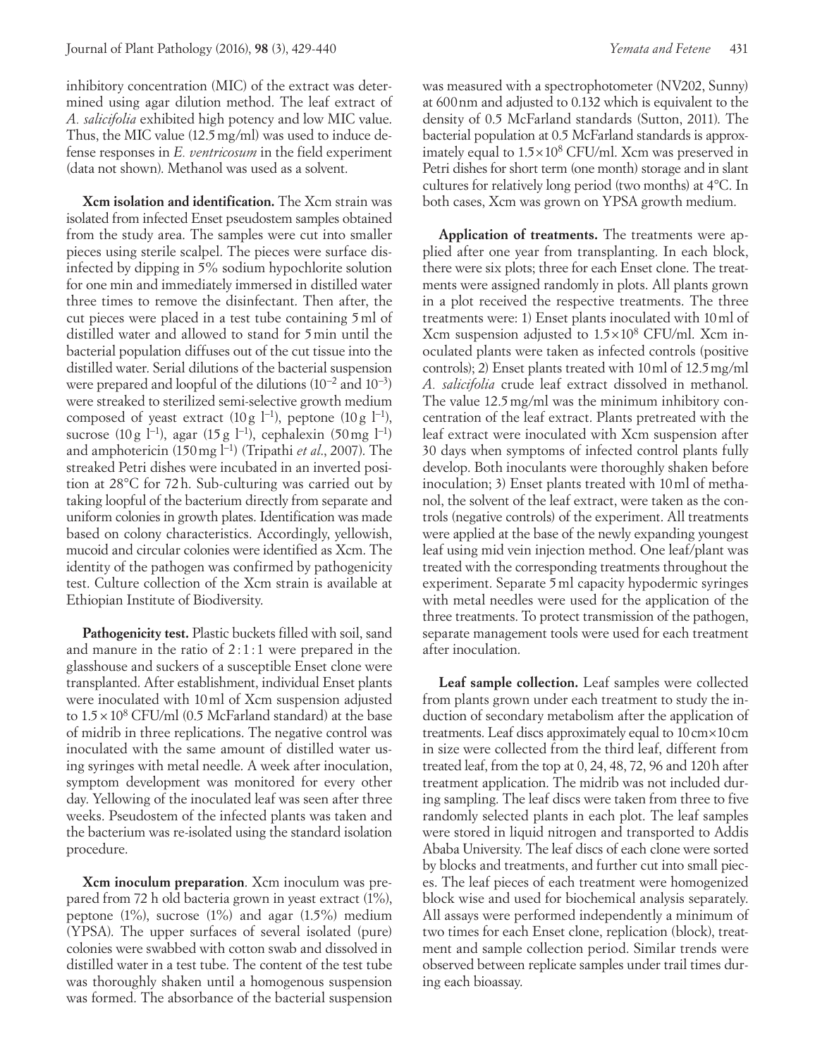inhibitory concentration (MIC) of the extract was determined using agar dilution method. The leaf extract of *A. salicifolia* exhibited high potency and low MIC value. Thus, the MIC value (12.5 mg/ml) was used to induce defense responses in *E. ventricosum* in the field experiment (data not shown). Methanol was used as a solvent.

**Xcm isolation and identification.** The Xcm strain was isolated from infected Enset pseudostem samples obtained from the study area. The samples were cut into smaller pieces using sterile scalpel. The pieces were surface disinfected by dipping in 5% sodium hypochlorite solution for one min and immediately immersed in distilled water three times to remove the disinfectant. Then after, the cut pieces were placed in a test tube containing 5 ml of distilled water and allowed to stand for 5 min until the bacterial population diffuses out of the cut tissue into the distilled water. Serial dilutions of the bacterial suspension were prepared and loopful of the dilutions ($10^{-2}$ and $10^{-3}$) were streaked to sterilized semi-selective growth medium composed of yeast extract (10 g $l^{-1}$), peptone (10 g $l^{-1}$), sucrose (10 g $l^{-1}$), agar (15 g $l^{-1}$), cephalexin (50 mg $l^{-1}$) and amphotericin (150 mg $l^{-1}$) (Tripathi *et al*., 2007). The streaked Petri dishes were incubated in an inverted position at 28°C for 72 h. Sub-culturing was carried out by taking loopful of the bacterium directly from separate and uniform colonies in growth plates. Identification was made based on colony characteristics. Accordingly, yellowish, mucoid and circular colonies were identified as Xcm. The identity of the pathogen was confirmed by pathogenicity test. Culture collection of the Xcm strain is available at Ethiopian Institute of Biodiversity.

**Pathogenicity test.** Plastic buckets filled with soil, sand and manure in the ratio of 2 : 1 : 1 were prepared in the glasshouse and suckers of a susceptible Enset clone were transplanted. After establishment, individual Enset plants were inoculated with 10 ml of Xcm suspension adjusted to $1.5 \times 10^8$ CFU/ml (0.5 McFarland standard) at the base of midrib in three replications. The negative control was inoculated with the same amount of distilled water using syringes with metal needle. A week after inoculation, symptom development was monitored for every other day. Yellowing of the inoculated leaf was seen after three weeks. Pseudostem of the infected plants was taken and the bacterium was re-isolated using the standard isolation procedure.

**Xcm inoculum preparation**. Xcm inoculum was prepared from 72 h old bacteria grown in yeast extract (1%), peptone (1%), sucrose (1%) and agar (1.5%) medium (YPSA). The upper surfaces of several isolated (pure) colonies were swabbed with cotton swab and dissolved in distilled water in a test tube. The content of the test tube was thoroughly shaken until a homogenous suspension was formed. The absorbance of the bacterial suspension was measured with a spectrophotometer (NV202, Sunny) at 600 nm and adjusted to 0.132 which is equivalent to the density of 0.5 McFarland standards (Sutton, 2011). The bacterial population at 0.5 McFarland standards is approximately equal to $1.5 \times 10^8$ CFU/ml. Xcm was preserved in Petri dishes for short term (one month) storage and in slant cultures for relatively long period (two months) at 4°C. In both cases, Xcm was grown on YPSA growth medium.

**Application of treatments.** The treatments were applied after one year from transplanting. In each block, there were six plots; three for each Enset clone. The treatments were assigned randomly in plots. All plants grown in a plot received the respective treatments. The three treatments were: 1) Enset plants inoculated with 10 ml of Xcm suspension adjusted to $1.5 \times 10^8$ CFU/ml. Xcm inoculated plants were taken as infected controls (positive controls); 2) Enset plants treated with 10 ml of 12.5 mg/ml *A. salicifolia* crude leaf extract dissolved in methanol. The value 12.5 mg/ml was the minimum inhibitory concentration of the leaf extract. Plants pretreated with the leaf extract were inoculated with Xcm suspension after 30 days when symptoms of infected control plants fully develop. Both inoculants were thoroughly shaken before inoculation; 3) Enset plants treated with 10 ml of methanol, the solvent of the leaf extract, were taken as the controls (negative controls) of the experiment. All treatments were applied at the base of the newly expanding youngest leaf using mid vein injection method. One leaf/plant was treated with the corresponding treatments throughout the experiment. Separate 5 ml capacity hypodermic syringes with metal needles were used for the application of the three treatments. To protect transmission of the pathogen, separate management tools were used for each treatment after inoculation.

**Leaf sample collection.** Leaf samples were collected from plants grown under each treatment to study the induction of secondary metabolism after the application of treatments. Leaf discs approximately equal to 10 cm×10 cm in size were collected from the third leaf, different from treated leaf, from the top at 0, 24, 48, 72, 96 and 120 h after treatment application. The midrib was not included during sampling. The leaf discs were taken from three to five randomly selected plants in each plot. The leaf samples were stored in liquid nitrogen and transported to Addis Ababa University. The leaf discs of each clone were sorted by blocks and treatments, and further cut into small pieces. The leaf pieces of each treatment were homogenized block wise and used for biochemical analysis separately. All assays were performed independently a minimum of two times for each Enset clone, replication (block), treatment and sample collection period. Similar trends were observed between replicate samples under trail times during each bioassay.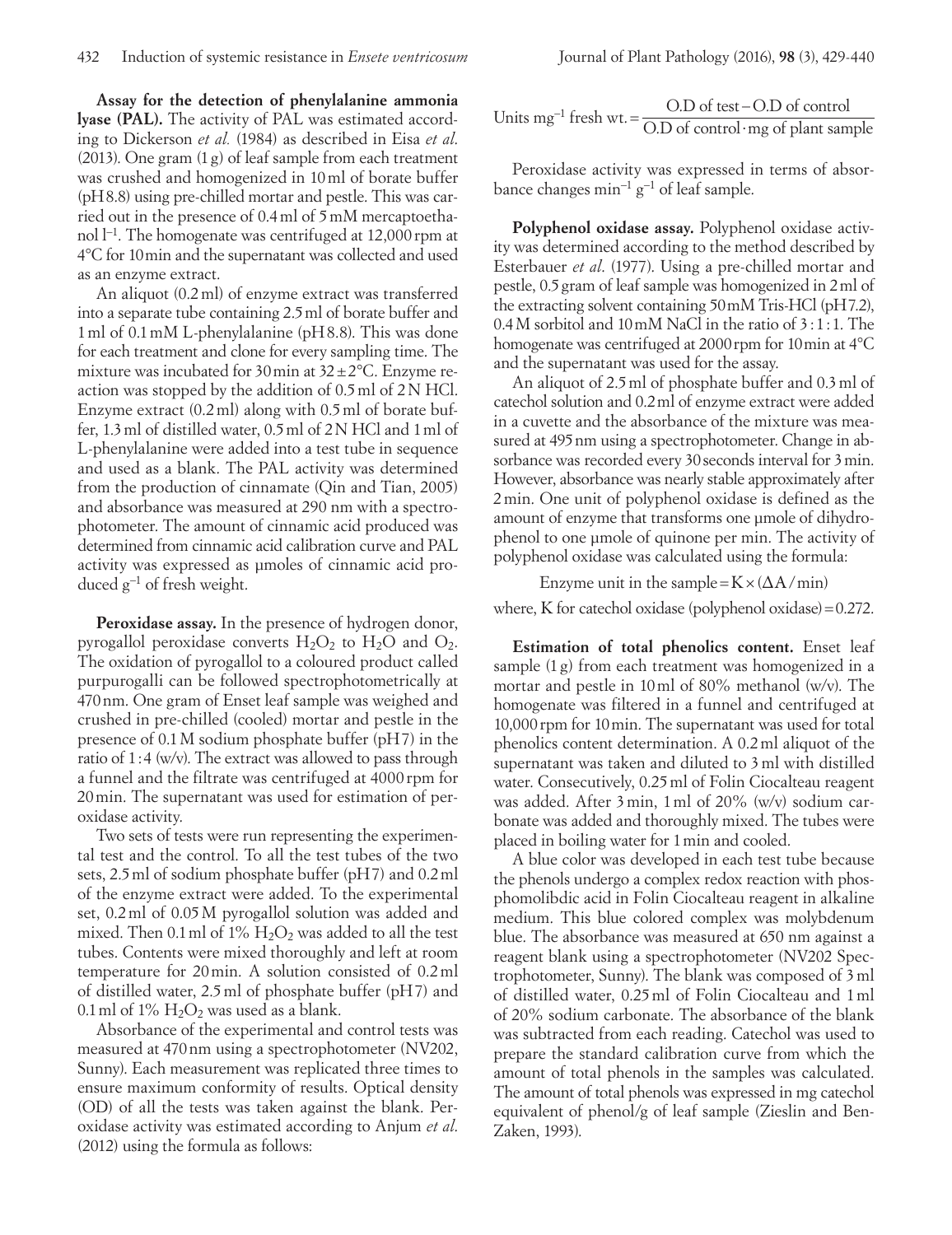**Assay for the detection of phenylalanine ammonia lyase (PAL).** The activity of PAL was estimated according to Dickerson *et al.* (1984) as described in Eisa *et al*. (2013). One gram (1 g) of leaf sample from each treatment was crushed and homogenized in 10 ml of borate buffer (pH 8.8) using pre-chilled mortar and pestle. This was carried out in the presence of 0.4 ml of 5 mM mercaptoethanol $l^{-1}$. The homogenate was centrifuged at 12,000 rpm at 4°C for 10 min and the supernatant was collected and used as an enzyme extract.

An aliquot (0.2 ml) of enzyme extract was transferred into a separate tube containing 2.5 ml of borate buffer and 1 ml of 0.1 mM L-phenylalanine (pH 8.8). This was done for each treatment and clone for every sampling time. The mixture was incubated for 30 min at 32 ± 2°C. Enzyme reaction was stopped by the addition of 0.5 ml of 2 N HCl. Enzyme extract (0.2 ml) along with 0.5 ml of borate buffer, 1.3 ml of distilled water, 0.5 ml of 2 N HCl and 1 ml of L-phenylalanine were added into a test tube in sequence and used as a blank. The PAL activity was determined from the production of cinnamate (Qin and Tian, 2005) and absorbance was measured at 290 nm with a spectrophotometer. The amount of cinnamic acid produced was determined from cinnamic acid calibration curve and PAL activity was expressed as μmoles of cinnamic acid produced $g^{-1}$ of fresh weight.

**Peroxidase assay.** In the presence of hydrogen donor, pyrogallol peroxidase converts $H_2O_2$ to $H_2O$ and $O_2$. The oxidation of pyrogallol to a coloured product called purpurogalli can be followed spectrophotometrically at 470 nm. One gram of Enset leaf sample was weighed and crushed in pre-chilled (cooled) mortar and pestle in the presence of 0.1 M sodium phosphate buffer (pH 7) in the ratio of 1:4 (w/v). The extract was allowed to pass through a funnel and the filtrate was centrifuged at 4000 rpm for 20 min. The supernatant was used for estimation of peroxidase activity.

Two sets of tests were run representing the experimental test and the control. To all the test tubes of the two sets, 2.5 ml of sodium phosphate buffer (pH 7) and 0.2 ml of the enzyme extract were added. To the experimental set, 0.2 ml of 0.05 M pyrogallol solution was added and mixed. Then 0.1 ml of 1% $H_2O_2$ was added to all the test tubes. Contents were mixed thoroughly and left at room temperature for 20 min. A solution consisted of 0.2 ml of distilled water, 2.5 ml of phosphate buffer (pH 7) and 0.1 ml of 1% $H_2O_2$ was used as a blank.

Absorbance of the experimental and control tests was measured at 470 nm using a spectrophotometer (NV202, Sunny). Each measurement was replicated three times to ensure maximum conformity of results. Optical density (OD) of all the tests was taken against the blank. Peroxidase activity was estimated according to Anjum *et al*. (2012) using the formula as follows:

$$\text{Units mg}^{-1}\text{ fresh wt.} = \frac{\text{O.D of test} - \text{O.D of control}}{\text{O.D of control} \cdot \text{mg of plant sample}}$$

Peroxidase activity was expressed in terms of absorbance changes $min^{-1}$ $g^{-1}$ of leaf sample.

**Polyphenol oxidase assay.** Polyphenol oxidase activity was determined according to the method described by Esterbauer *et al*. (1977). Using a pre-chilled mortar and pestle, 0.5 gram of leaf sample was homogenized in 2 ml of the extracting solvent containing 50 mM Tris-HCl (pH 7.2), 0.4 M sorbitol and 10 mM NaCl in the ratio of 3:1:1. The homogenate was centrifuged at 2000 rpm for 10 min at 4°C and the supernatant was used for the assay.

An aliquot of 2.5 ml of phosphate buffer and 0.3 ml of catechol solution and 0.2 ml of enzyme extract were added in a cuvette and the absorbance of the mixture was measured at 495 nm using a spectrophotometer. Change in absorbance was recorded every 30 seconds interval for 3 min. However, absorbance was nearly stable approximately after 2 min. One unit of polyphenol oxidase is defined as the amount of enzyme that transforms one μmole of dihydrophenol to one μmole of quinone per min. The activity of polyphenol oxidase was calculated using the formula:

$$\text{Enzyme unit in the sample} = K \times (\Delta A / \text{min})$$

where, K for catechol oxidase (polyphenol oxidase) = 0.272.

**Estimation of total phenolics content.** Enset leaf sample (1 g) from each treatment was homogenized in a mortar and pestle in 10 ml of 80% methanol (w/v). The homogenate was filtered in a funnel and centrifuged at 10,000 rpm for 10 min. The supernatant was used for total phenolics content determination. A 0.2 ml aliquot of the supernatant was taken and diluted to 3 ml with distilled water. Consecutively, 0.25 ml of Folin Ciocalteau reagent was added. After 3 min, 1 ml of 20% (w/v) sodium carbonate was added and thoroughly mixed. The tubes were placed in boiling water for 1 min and cooled.

A blue color was developed in each test tube because the phenols undergo a complex redox reaction with phosphomolibdic acid in Folin Ciocalteau reagent in alkaline medium. This blue colored complex was molybdenum blue. The absorbance was measured at 650 nm against a reagent blank using a spectrophotometer (NV202 Spectrophotometer, Sunny). The blank was composed of 3 ml of distilled water, 0.25 ml of Folin Ciocalteau and 1 ml of 20% sodium carbonate. The absorbance of the blank was subtracted from each reading. Catechol was used to prepare the standard calibration curve from which the amount of total phenols in the samples was calculated. The amount of total phenols was expressed in mg catechol equivalent of phenol/g of leaf sample (Zieslin and Ben-Zaken, 1993).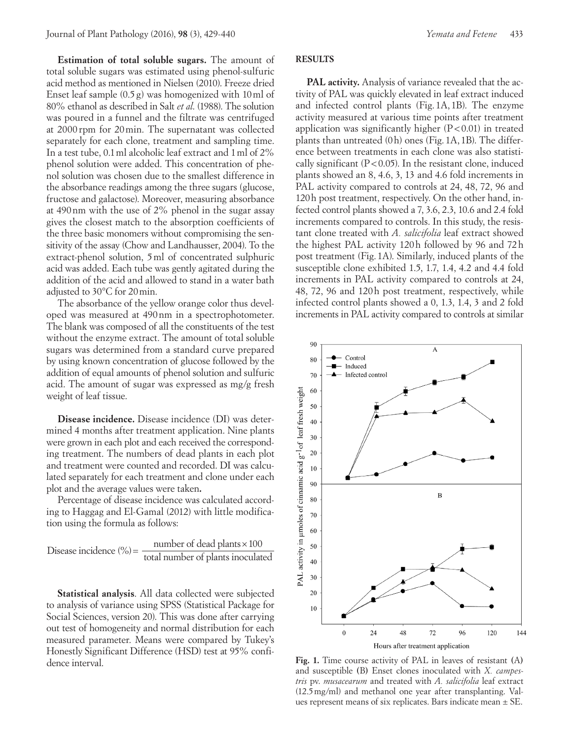**Estimation of total soluble sugars.** The amount of total soluble sugars was estimated using phenol-sulfuric acid method as mentioned in Nielsen (2010). Freeze dried Enset leaf sample (0.5 g) was homogenized with 10 ml of 80% ethanol as described in Salt *et al.* (1988). The solution was poured in a funnel and the filtrate was centrifuged at 2000 rpm for 20 min. The supernatant was collected separately for each clone, treatment and sampling time. In a test tube, 0.1 ml alcoholic leaf extract and 1 ml of 2% phenol solution were added. This concentration of phenol solution was chosen due to the smallest difference in the absorbance readings among the three sugars (glucose, fructose and galactose). Moreover, measuring absorbance at 490 nm with the use of 2% phenol in the sugar assay gives the closest match to the absorption coefficients of the three basic monomers without compromising the sensitivity of the assay (Chow and Landhausser, 2004). To the extract-phenol solution, 5 ml of concentrated sulphuric acid was added. Each tube was gently agitated during the addition of the acid and allowed to stand in a water bath adjusted to 30°C for 20 min.

The absorbance of the yellow orange color thus developed was measured at 490 nm in a spectrophotometer. The blank was composed of all the constituents of the test without the enzyme extract. The amount of total soluble sugars was determined from a standard curve prepared by using known concentration of glucose followed by the addition of equal amounts of phenol solution and sulfuric acid. The amount of sugar was expressed as mg/g fresh weight of leaf tissue.

**Disease incidence.** Disease incidence (DI) was determined 4 months after treatment application. Nine plants were grown in each plot and each received the corresponding treatment. The numbers of dead plants in each plot and treatment were counted and recorded. DI was calculated separately for each treatment and clone under each plot and the average values were taken**.**

Percentage of disease incidence was calculated according to Haggag and El-Gamal (2012) with little modification using the formula as follows:

$$\text{Disease incidence (\%)} = \frac{\text{number of dead plants} \times 100}{\text{total number of plants inoculated}}$$

**Statistical analysis**. All data collected were subjected to analysis of variance using SPSS (Statistical Package for Social Sciences, version 20). This was done after carrying out test of homogeneity and normal distribution for each measured parameter. Means were compared by Tukey's Honestly Significant Difference (HSD) test at 95% confidence interval.

## RESULTS

**PAL activity.** Analysis of variance revealed that the activity of PAL was quickly elevated in leaf extract induced and infected control plants (Fig. 1A, 1B). The enzyme activity measured at various time points after treatment application was significantly higher ($P < 0.01$) in treated plants than untreated (0 h) ones (Fig. 1A, 1B). The difference between treatments in each clone was also statistically significant ($P < 0.05$). In the resistant clone, induced plants showed an 8, 4.6, 3, 13 and 4.6 fold increments in PAL activity compared to controls at 24, 48, 72, 96 and 120 h post treatment, respectively. On the other hand, infected control plants showed a 7, 3.6, 2.3, 10.6 and 2.4 fold increments compared to controls. In this study, the resistant clone treated with *A. salicifolia* leaf extract showed the highest PAL activity 120 h followed by 96 and 72 h post treatment (Fig. 1A). Similarly, induced plants of the susceptible clone exhibited 1.5, 1.7, 1.4, 4.2 and 4.4 fold increments in PAL activity compared to controls at 24, 48, 72, 96 and 120 h post treatment, respectively, while infected control plants showed a 0, 1.3, 1.4, 3 and 2 fold increments in PAL activity compared to controls at similar

**Fig. 1.** Time course activity of PAL in leaves of resistant (A) and susceptible (B) Enset clones inoculated with *X. campestris* pv. *musacearum* and treated with *A. salicifolia* leaf extract (12.5 mg/ml) and methanol one year after transplanting. Values represent means of six replicates. Bars indicate mean ± SE.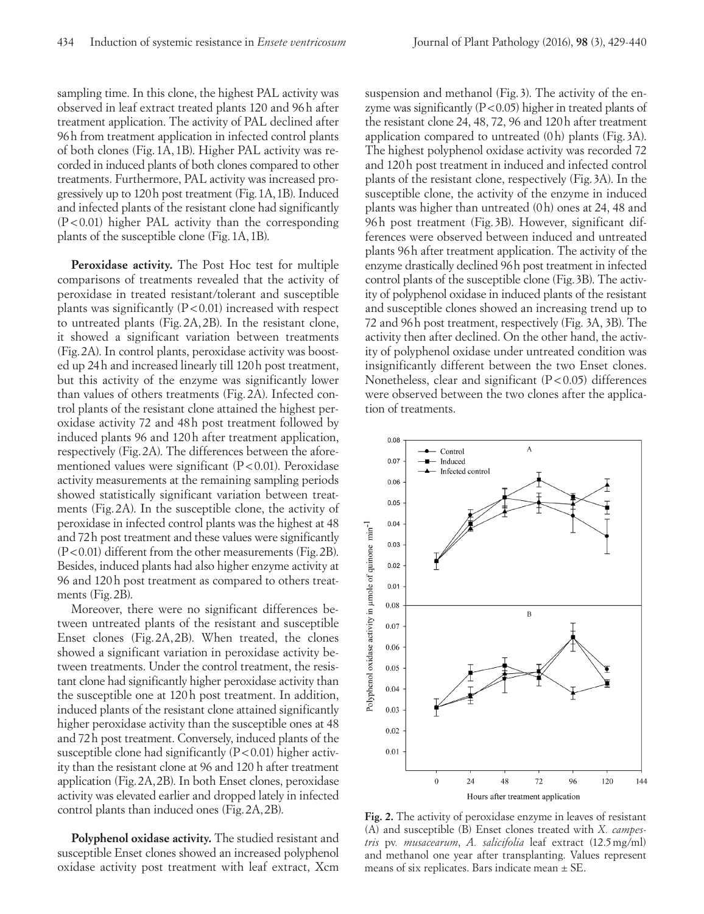sampling time. In this clone, the highest PAL activity was observed in leaf extract treated plants 120 and 96 h after treatment application. The activity of PAL declined after 96 h from treatment application in infected control plants of both clones (Fig. 1A, 1B). Higher PAL activity was recorded in induced plants of both clones compared to other treatments. Furthermore, PAL activity was increased progressively up to 120 h post treatment (Fig. 1A, 1B). Induced and infected plants of the resistant clone had significantly ($P < 0.01$) higher PAL activity than the corresponding plants of the susceptible clone (Fig. 1A, 1B).

**Peroxidase activity.** The Post Hoc test for multiple comparisons of treatments revealed that the activity of peroxidase in treated resistant/tolerant and susceptible plants was significantly ($P < 0.01$) increased with respect to untreated plants (Fig. 2A, 2B). In the resistant clone, it showed a significant variation between treatments (Fig. 2A). In control plants, peroxidase activity was boosted up 24 h and increased linearly till 120 h post treatment, but this activity of the enzyme was significantly lower than values of others treatments (Fig. 2A). Infected control plants of the resistant clone attained the highest peroxidase activity 72 and 48 h post treatment followed by induced plants 96 and 120 h after treatment application, respectively (Fig. 2A). The differences between the aforementioned values were significant ($P < 0.01$). Peroxidase activity measurements at the remaining sampling periods showed statistically significant variation between treatments (Fig. 2A). In the susceptible clone, the activity of peroxidase in infected control plants was the highest at 48 and 72 h post treatment and these values were significantly ($P < 0.01$) different from the other measurements (Fig. 2B). Besides, induced plants had also higher enzyme activity at 96 and 120 h post treatment as compared to others treatments (Fig. 2B).

Moreover, there were no significant differences between untreated plants of the resistant and susceptible Enset clones (Fig. 2A, 2B). When treated, the clones showed a significant variation in peroxidase activity between treatments. Under the control treatment, the resistant clone had significantly higher peroxidase activity than the susceptible one at 120 h post treatment. In addition, induced plants of the resistant clone attained significantly higher peroxidase activity than the susceptible ones at 48 and 72 h post treatment. Conversely, induced plants of the susceptible clone had significantly ($P < 0.01$) higher activity than the resistant clone at 96 and 120 h after treatment application (Fig. 2A, 2B). In both Enset clones, peroxidase activity was elevated earlier and dropped lately in infected control plants than induced ones (Fig. 2A, 2B).

**Polyphenol oxidase activity.** The studied resistant and susceptible Enset clones showed an increased polyphenol oxidase activity post treatment with leaf extract, Xcm suspension and methanol (Fig. 3). The activity of the enzyme was significantly ($P < 0.05$) higher in treated plants of the resistant clone 24, 48, 72, 96 and 120 h after treatment application compared to untreated (0 h) plants (Fig. 3A). The highest polyphenol oxidase activity was recorded 72 and 120 h post treatment in induced and infected control plants of the resistant clone, respectively (Fig. 3A). In the susceptible clone, the activity of the enzyme in induced plants was higher than untreated (0 h) ones at 24, 48 and 96 h post treatment (Fig. 3B). However, significant differences were observed between induced and untreated plants 96 h after treatment application. The activity of the enzyme drastically declined 96 h post treatment in infected control plants of the susceptible clone (Fig. 3B). The activity of polyphenol oxidase in induced plants of the resistant and susceptible clones showed an increasing trend up to 72 and 96 h post treatment, respectively (Fig. 3A, 3B). The activity then after declined. On the other hand, the activity of polyphenol oxidase under untreated condition was insignificantly different between the two Enset clones. Nonetheless, clear and significant ($P < 0.05$) differences were observed between the two clones after the application of treatments.

**Fig. 2.** The activity of peroxidase enzyme in leaves of resistant (A) and susceptible (B) Enset clones treated with *X. campestris* pv. *musacearum*, *A. salicifolia* leaf extract (12.5 mg/ml) and methanol one year after transplanting. Values represent means of six replicates. Bars indicate mean ± SE.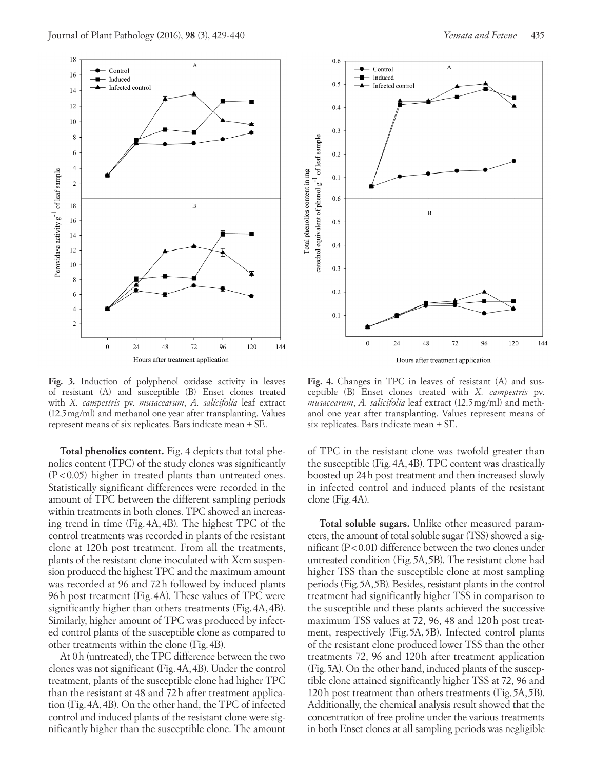**Fig. 3.** Induction of polyphenol oxidase activity in leaves of resistant (A) and susceptible (B) Enset clones treated with *X. campestris* pv. *musacearum*, *A. salicifolia* leaf extract (12.5 mg/ml) and methanol one year after transplanting. Values represent means of six replicates. Bars indicate mean ± SE.

**Fig. 4.** Changes in TPC in leaves of resistant (A) and susceptible (B) Enset clones treated with *X. campestris* pv. *musacearum*, *A. salicifolia* leaf extract (12.5 mg/ml) and methanol one year after transplanting. Values represent means of six replicates. Bars indicate mean ± SE.

**Total phenolics content.** Fig. 4 depicts that total phenolics content (TPC) of the study clones was significantly ($P < 0.05$) higher in treated plants than untreated ones. Statistically significant differences were recorded in the amount of TPC between the different sampling periods within treatments in both clones. TPC showed an increasing trend in time (Fig. 4A, 4B). The highest TPC of the control treatments was recorded in plants of the resistant clone at 120 h post treatment. From all the treatments, plants of the resistant clone inoculated with Xcm suspension produced the highest TPC and the maximum amount was recorded at 96 and 72 h followed by induced plants 96 h post treatment (Fig. 4A). These values of TPC were significantly higher than others treatments (Fig. 4A, 4B). Similarly, higher amount of TPC was produced by infected control plants of the susceptible clone as compared to other treatments within the clone (Fig. 4B).

At 0 h (untreated), the TPC difference between the two clones was not significant (Fig. 4A, 4B). Under the control treatment, plants of the susceptible clone had higher TPC than the resistant at 48 and 72 h after treatment application (Fig. 4A, 4B). On the other hand, the TPC of infected control and induced plants of the resistant clone were significantly higher than the susceptible clone. The amount of TPC in the resistant clone was twofold greater than the susceptible (Fig. 4A, 4B). TPC content was drastically boosted up 24 h post treatment and then increased slowly in infected control and induced plants of the resistant clone (Fig. 4A).

**Total soluble sugars.** Unlike other measured parameters, the amount of total soluble sugar (TSS) showed a significant ($P < 0.01$) difference between the two clones under untreated condition (Fig. 5A, 5B). The resistant clone had higher TSS than the susceptible clone at most sampling periods (Fig. 5A, 5B). Besides, resistant plants in the control treatment had significantly higher TSS in comparison to the susceptible and these plants achieved the successive maximum TSS values at 72, 96, 48 and 120 h post treatment, respectively (Fig. 5A, 5B). Infected control plants of the resistant clone produced lower TSS than the other treatments 72, 96 and 120 h after treatment application (Fig. 5A). On the other hand, induced plants of the susceptible clone attained significantly higher TSS at 72, 96 and 120 h post treatment than others treatments (Fig. 5A, 5B). Additionally, the chemical analysis result showed that the concentration of free proline under the various treatments in both Enset clones at all sampling periods was negligible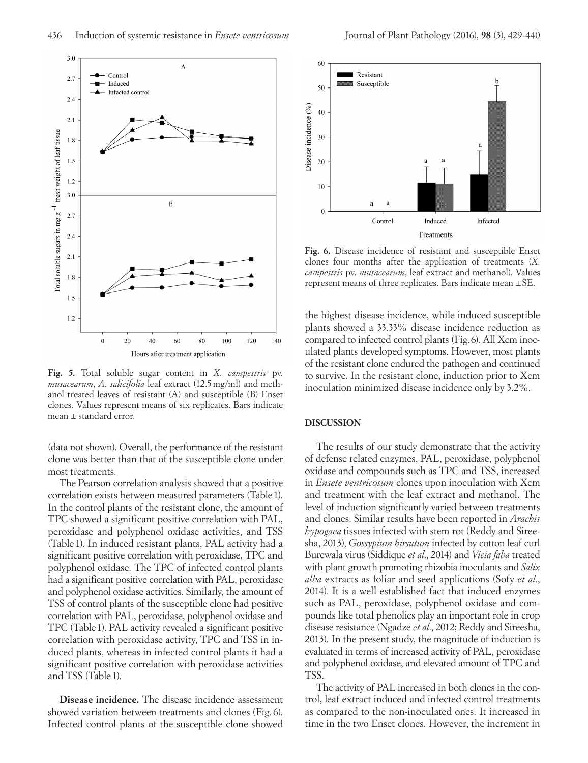**Fig. 5.** Total soluble sugar content in *X. campestris* pv. *musacearum*, *A. salicifolia* leaf extract (12.5 mg/ml) and methanol treated leaves of resistant (A) and susceptible (B) Enset clones. Values represent means of six replicates. Bars indicate mean ± standard error.

**Fig. 6.** Disease incidence of resistant and susceptible Enset clones four months after the application of treatments (*X. campestris* pv. *musacearum*, leaf extract and methanol). Values represent means of three replicates. Bars indicate mean ± SE.

(data not shown). Overall, the performance of the resistant clone was better than that of the susceptible clone under most treatments.

The Pearson correlation analysis showed that a positive correlation exists between measured parameters (Table 1). In the control plants of the resistant clone, the amount of TPC showed a significant positive correlation with PAL, peroxidase and polyphenol oxidase activities, and TSS (Table 1). In induced resistant plants, PAL activity had a significant positive correlation with peroxidase, TPC and polyphenol oxidase. The TPC of infected control plants had a significant positive correlation with PAL, peroxidase and polyphenol oxidase activities. Similarly, the amount of TSS of control plants of the susceptible clone had positive correlation with PAL, peroxidase, polyphenol oxidase and TPC (Table 1). PAL activity revealed a significant positive correlation with peroxidase activity, TPC and TSS in induced plants, whereas in infected control plants it had a significant positive correlation with peroxidase activities and TSS (Table 1).

**Disease incidence.** The disease incidence assessment showed variation between treatments and clones (Fig. 6). Infected control plants of the susceptible clone showed the highest disease incidence, while induced susceptible plants showed a 33.33% disease incidence reduction as compared to infected control plants (Fig. 6). All Xcm inoculated plants developed symptoms. However, most plants of the resistant clone endured the pathogen and continued to survive. In the resistant clone, induction prior to Xcm inoculation minimized disease incidence only by 3.2%.

## DISCUSSION

The results of our study demonstrate that the activity of defense related enzymes, PAL, peroxidase, polyphenol oxidase and compounds such as TPC and TSS, increased in *Ensete ventricosum* clones upon inoculation with Xcm and treatment with the leaf extract and methanol. The level of induction significantly varied between treatments and clones. Similar results have been reported in *Arachis hypogaea* tissues infected with stem rot (Reddy and Sireesha, 2013), *Gossypium hirsutum* infected by cotton leaf curl Burewala virus (Siddique *et al*., 2014) and *Vicia faba* treated with plant growth promoting rhizobia inoculants and *Salix alba* extracts as foliar and seed applications (Sofy *et al*., 2014). It is a well established fact that induced enzymes such as PAL, peroxidase, polyphenol oxidase and compounds like total phenolics play an important role in crop disease resistance (Ngadze *et al*., 2012; Reddy and Sireesha, 2013). In the present study, the magnitude of induction is evaluated in terms of increased activity of PAL, peroxidase and polyphenol oxidase, and elevated amount of TPC and TSS.

The activity of PAL increased in both clones in the control, leaf extract induced and infected control treatments as compared to the non-inoculated ones. It increased in time in the two Enset clones. However, the increment in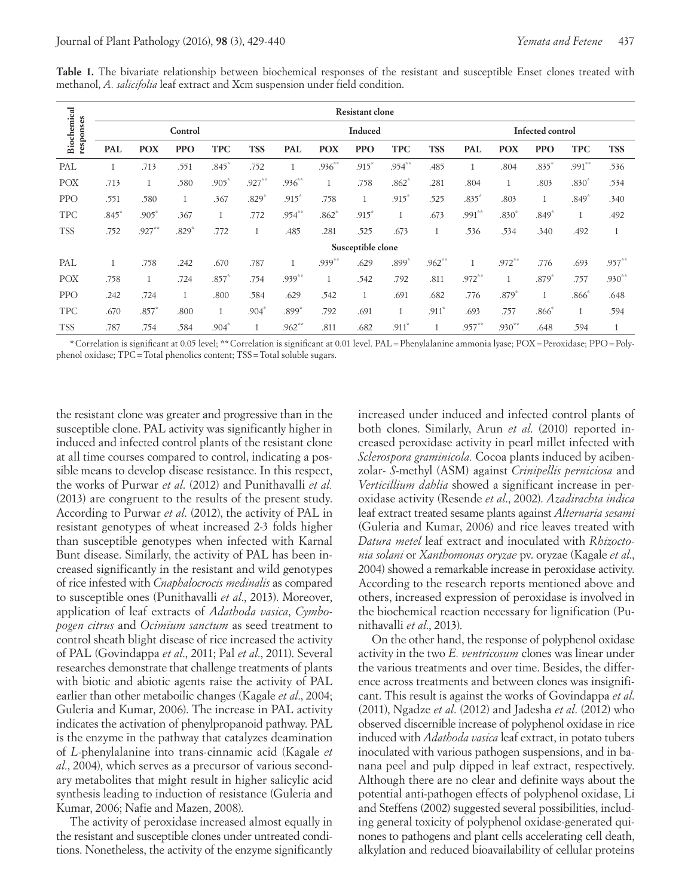**Table 1.** The bivariate relationship between biochemical responses of the resistant and susceptible Enset clones treated with methanol, *A. salicifolia* leaf extract and Xcm suspension under field condition.

| Biochemical responses | Resistant clone | | | | | | | | | | | | | | |
|---|---|---|---|---|---|---|---|---|---|---|---|---|---|---|---|
| | Control | | | | | Induced | | | | | Infected control | | | | |
| | PAL | POX | PPO | TPC | TSS | PAL | POX | PPO | TPC | TSS | PAL | POX | PPO | TPC | TSS |
| PAL | 1 | .713 | .551 | .845* | .752 | 1 | .936** | .915* | .954** | .485 | 1 | .804 | .835* | .991** | .536 |
| POX | .713 | 1 | .580 | .905* | .927** | .936** | 1 | .758 | .862* | .281 | .804 | 1 | .803 | .830* | .534 |
| PPO | .551 | .580 | 1 | .367 | .829* | .915* | .758 | 1 | .915* | .525 | .835* | .803 | 1 | .849* | .340 |
| TPC | .845* | .905* | .367 | 1 | .772 | .954** | .862* | .915* | 1 | .673 | .991** | .830* | .849* | 1 | .492 |
| TSS | .752 | .927** | .829* | .772 | 1 | .485 | .281 | .525 | .673 | 1 | .536 | .534 | .340 | .492 | 1 |
| | Susceptible clone | | | | | | | | | | | | | | |
| PAL | 1 | .758 | .242 | .670 | .787 | 1 | .939** | .629 | .899* | .962** | 1 | .972** | .776 | .693 | .957** |
| POX | .758 | 1 | .724 | .857* | .754 | .939** | 1 | .542 | .792 | .811 | .972** | 1 | .879* | .757 | .930** |
| PPO | .242 | .724 | 1 | .800 | .584 | .629 | .542 | 1 | .691 | .682 | .776 | .879* | 1 | .866* | .648 |
| TPC | .670 | .857* | .800 | 1 | .904* | .899* | .792 | .691 | 1 | .911* | .693 | .757 | .866* | 1 | .594 |
| TSS | .787 | .754 | .584 | .904* | 1 | .962** | .811 | .682 | .911* | 1 | .957** | .930** | .648 | .594 | 1 |

*Correlation is significant at 0.05 level; **Correlation is significant at 0.01 level. PAL = Phenylalanine ammonia lyase; POX = Peroxidase; PPO = Polyphenol oxidase; TPC = Total phenolics content; TSS = Total soluble sugars.

the resistant clone was greater and progressive than in the susceptible clone. PAL activity was significantly higher in induced and infected control plants of the resistant clone at all time courses compared to control, indicating a possible means to develop disease resistance. In this respect, the works of Purwar *et al.* (2012) and Punithavalli *et al.* (2013) are congruent to the results of the present study. According to Purwar *et al.* (2012), the activity of PAL in resistant genotypes of wheat increased 2-3 folds higher than susceptible genotypes when infected with Karnal Bunt disease. Similarly, the activity of PAL has been increased significantly in the resistant and wild genotypes of rice infested with *Cnaphalocrocis medinalis* as compared to susceptible ones (Punithavalli *et al.*, 2013). Moreover, application of leaf extracts of *Adathoda vasica*, *Cymbopogen citrus* and *Ocimium sanctum* as seed treatment to control sheath blight disease of rice increased the activity of PAL (Govindappa *et al.*, 2011; Pal *et al.*, 2011). Several researches demonstrate that challenge treatments of plants with biotic and abiotic agents raise the activity of PAL earlier than other metaboilic changes (Kagale *et al.*, 2004; Guleria and Kumar, 2006). The increase in PAL activity indicates the activation of phenylpropanoid pathway. PAL is the enzyme in the pathway that catalyzes deamination of *L*-phenylalanine into trans-cinnamic acid (Kagale *et al.*, 2004), which serves as a precursor of various secondary metabolites that might result in higher salicylic acid synthesis leading to induction of resistance (Guleria and Kumar, 2006; Nafie and Mazen, 2008).

The activity of peroxidase increased almost equally in the resistant and susceptible clones under untreated conditions. Nonetheless, the activity of the enzyme significantly increased under induced and infected control plants of both clones. Similarly, Arun *et al.* (2010) reported increased peroxidase activity in pearl millet infected with *Sclerospora graminicola.* Cocoa plants induced by acibenzolar- *S*-methyl (ASM) against *Crinipellis perniciosa* and *Verticillium dahlia* showed a significant increase in peroxidase activity (Resende *et al.*, 2002). *Azadirachta indica* leaf extract treated sesame plants against *Alternaria sesami* (Guleria and Kumar, 2006) and rice leaves treated with *Datura metel* leaf extract and inoculated with *Rhizoctonia solani* or *Xanthomonas oryzae* pv. oryzae (Kagale *et al.*, 2004) showed a remarkable increase in peroxidase activity. According to the research reports mentioned above and others, increased expression of peroxidase is involved in the biochemical reaction necessary for lignification (Punithavalli *et al.*, 2013).

On the other hand, the response of polyphenol oxidase activity in the two *E. ventricosum* clones was linear under the various treatments and over time. Besides, the difference across treatments and between clones was insignificant. This result is against the works of Govindappa *et al.* (2011), Ngadze *et al.* (2012) and Jadesha *et al.* (2012) who observed discernible increase of polyphenol oxidase in rice induced with *Adathoda vasica* leaf extract, in potato tubers inoculated with various pathogen suspensions, and in banana peel and pulp dipped in leaf extract, respectively. Although there are no clear and definite ways about the potential anti-pathogen effects of polyphenol oxidase, Li and Steffens (2002) suggested several possibilities, including general toxicity of polyphenol oxidase-generated quinones to pathogens and plant cells accelerating cell death, alkylation and reduced bioavailability of cellular proteins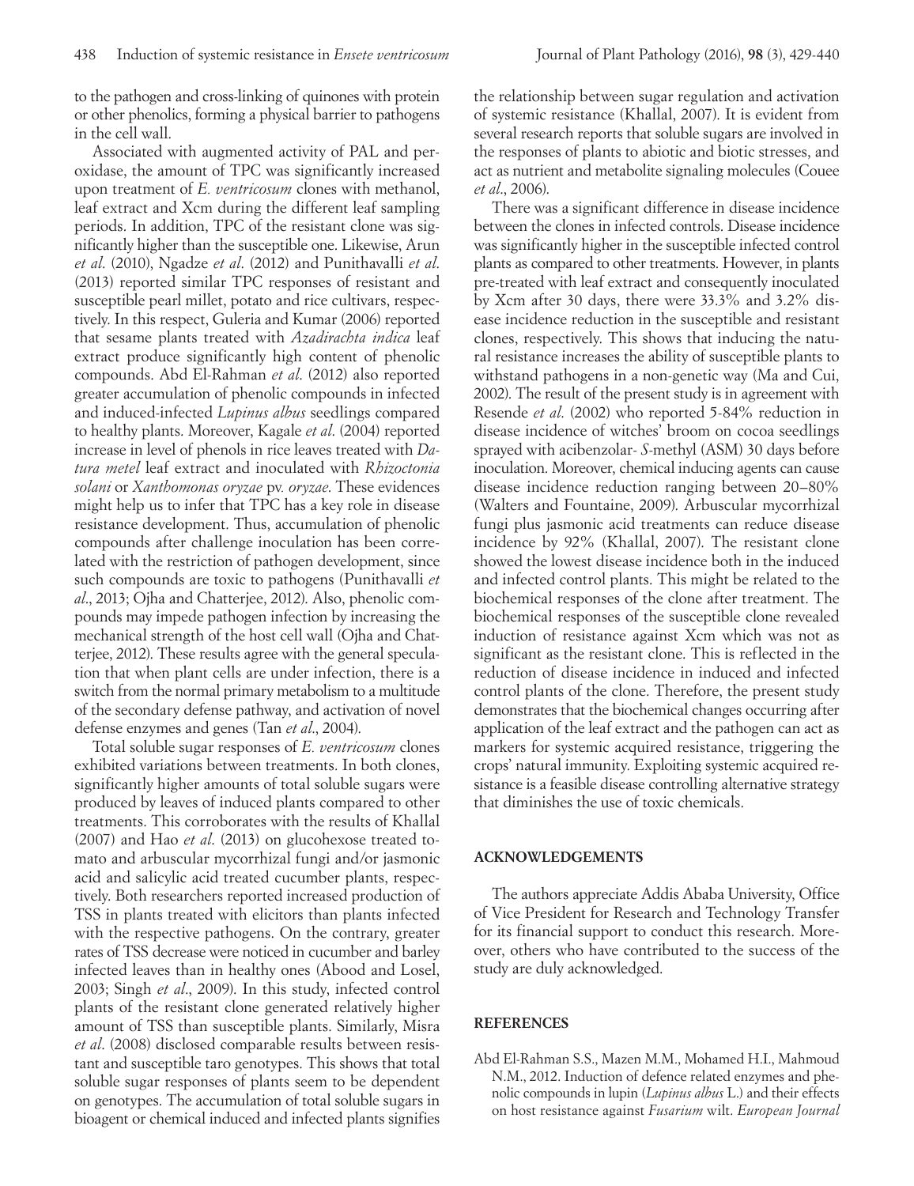to the pathogen and cross-linking of quinones with protein or other phenolics, forming a physical barrier to pathogens in the cell wall.

Associated with augmented activity of PAL and peroxidase, the amount of TPC was significantly increased upon treatment of *E. ventricosum* clones with methanol, leaf extract and Xcm during the different leaf sampling periods. In addition, TPC of the resistant clone was significantly higher than the susceptible one. Likewise, Arun *et al*. (2010), Ngadze *et al*. (2012) and Punithavalli *et al*. (2013) reported similar TPC responses of resistant and susceptible pearl millet, potato and rice cultivars, respectively. In this respect, Guleria and Kumar (2006) reported that sesame plants treated with *Azadirachta indica* leaf extract produce significantly high content of phenolic compounds. Abd El-Rahman *et al*. (2012) also reported greater accumulation of phenolic compounds in infected and induced-infected *Lupinus albus* seedlings compared to healthy plants. Moreover, Kagale *et al*. (2004) reported increase in level of phenols in rice leaves treated with *Datura metel* leaf extract and inoculated with *Rhizoctonia solani* or *Xanthomonas oryzae* pv. *oryzae*. These evidences might help us to infer that TPC has a key role in disease resistance development. Thus, accumulation of phenolic compounds after challenge inoculation has been correlated with the restriction of pathogen development, since such compounds are toxic to pathogens (Punithavalli *et al*., 2013; Ojha and Chatterjee, 2012). Also, phenolic compounds may impede pathogen infection by increasing the mechanical strength of the host cell wall (Ojha and Chatterjee, 2012). These results agree with the general speculation that when plant cells are under infection, there is a switch from the normal primary metabolism to a multitude of the secondary defense pathway, and activation of novel defense enzymes and genes (Tan *et al*., 2004).

Total soluble sugar responses of *E. ventricosum* clones exhibited variations between treatments. In both clones, significantly higher amounts of total soluble sugars were produced by leaves of induced plants compared to other treatments. This corroborates with the results of Khallal (2007) and Hao *et al*. (2013) on glucohexose treated tomato and arbuscular mycorrhizal fungi and/or jasmonic acid and salicylic acid treated cucumber plants, respectively. Both researchers reported increased production of TSS in plants treated with elicitors than plants infected with the respective pathogens. On the contrary, greater rates of TSS decrease were noticed in cucumber and barley infected leaves than in healthy ones (Abood and Losel, 2003; Singh *et al*., 2009). In this study, infected control plants of the resistant clone generated relatively higher amount of TSS than susceptible plants. Similarly, Misra *et al*. (2008) disclosed comparable results between resistant and susceptible taro genotypes. This shows that total soluble sugar responses of plants seem to be dependent on genotypes. The accumulation of total soluble sugars in bioagent or chemical induced and infected plants signifies the relationship between sugar regulation and activation of systemic resistance (Khallal, 2007). It is evident from several research reports that soluble sugars are involved in the responses of plants to abiotic and biotic stresses, and act as nutrient and metabolite signaling molecules (Couee *et al*., 2006).

There was a significant difference in disease incidence between the clones in infected controls. Disease incidence was significantly higher in the susceptible infected control plants as compared to other treatments. However, in plants pre-treated with leaf extract and consequently inoculated by Xcm after 30 days, there were 33.3% and 3.2% disease incidence reduction in the susceptible and resistant clones, respectively. This shows that inducing the natural resistance increases the ability of susceptible plants to withstand pathogens in a non-genetic way (Ma and Cui, 2002). The result of the present study is in agreement with Resende *et al*. (2002) who reported 5-84% reduction in disease incidence of witches' broom on cocoa seedlings sprayed with acibenzolar- *S*-methyl (ASM) 30 days before inoculation. Moreover, chemical inducing agents can cause disease incidence reduction ranging between 20–80% (Walters and Fountaine, 2009). Arbuscular mycorrhizal fungi plus jasmonic acid treatments can reduce disease incidence by 92% (Khallal, 2007). The resistant clone showed the lowest disease incidence both in the induced and infected control plants. This might be related to the biochemical responses of the clone after treatment. The biochemical responses of the susceptible clone revealed induction of resistance against Xcm which was not as significant as the resistant clone. This is reflected in the reduction of disease incidence in induced and infected control plants of the clone. Therefore, the present study demonstrates that the biochemical changes occurring after application of the leaf extract and the pathogen can act as markers for systemic acquired resistance, triggering the crops' natural immunity. Exploiting systemic acquired resistance is a feasible disease controlling alternative strategy that diminishes the use of toxic chemicals.

## ACKNOWLEDGEMENTS

The authors appreciate Addis Ababa University, Office of Vice President for Research and Technology Transfer for its financial support to conduct this research. Moreover, others who have contributed to the success of the study are duly acknowledged.

## REFERENCES

Abd El-Rahman S.S., Mazen M.M., Mohamed H.I., Mahmoud N.M., 2012. Induction of defence related enzymes and phenolic compounds in lupin (*Lupinus albus* L.) and their effects on host resistance against *Fusarium* wilt. *European Journal*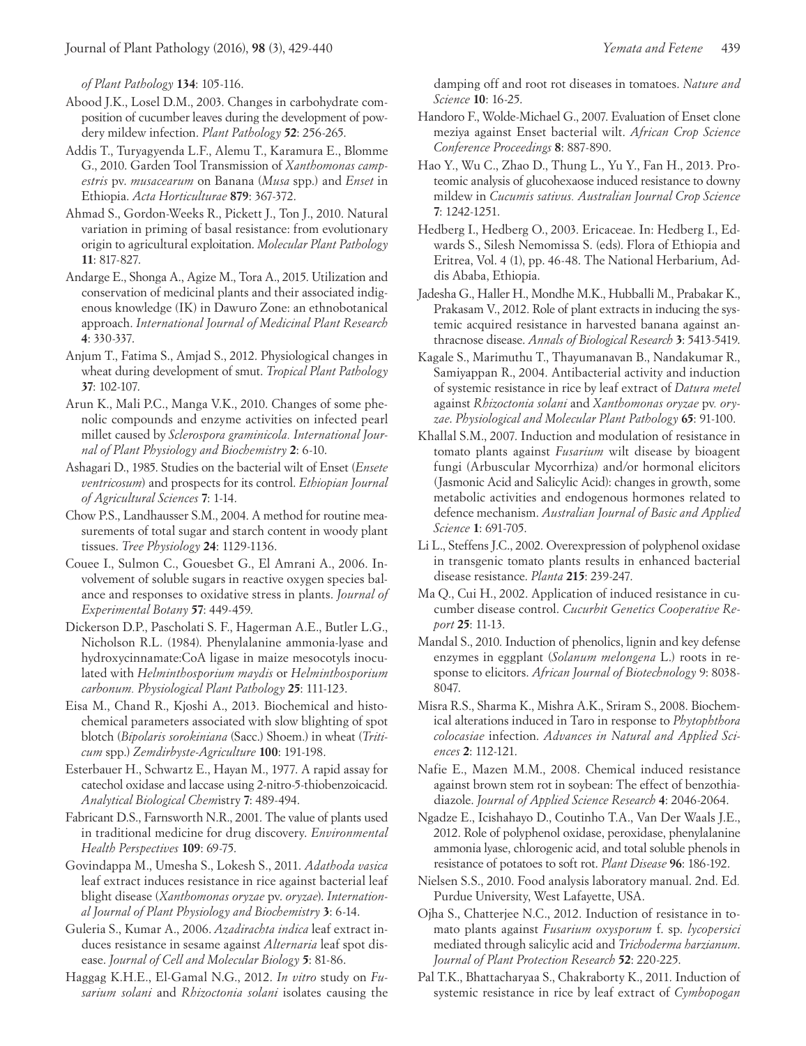*of Plant Pathology* **134**: 105-116.

Abood J.K., Losel D.M., 2003. Changes in carbohydrate composition of cucumber leaves during the development of powdery mildew infection. *Plant Pathology* **52**: 256-265.

Addis T., Turyagyenda L.F., Alemu T., Karamura E., Blomme G., 2010. Garden Tool Transmission of *Xanthomonas campestris* pv. *musacearum* on Banana (*Musa* spp.) and *Enset* in Ethiopia. *Acta Horticulturae* **879**: 367-372.

Ahmad S., Gordon-Weeks R., Pickett J., Ton J., 2010. Natural variation in priming of basal resistance: from evolutionary origin to agricultural exploitation. *Molecular Plant Pathology* **11**: 817-827.

Andarge E., Shonga A., Agize M., Tora A., 2015. Utilization and conservation of medicinal plants and their associated indigenous knowledge (IK) in Dawuro Zone: an ethnobotanical approach. *International Journal of Medicinal Plant Research* **4**: 330-337.

Anjum T., Fatima S., Amjad S., 2012. Physiological changes in wheat during development of smut. *Tropical Plant Pathology* **37**: 102-107.

Arun K., Mali P.C., Manga V.K., 2010. Changes of some phenolic compounds and enzyme activities on infected pearl millet caused by *Sclerospora graminicola. International Journal of Plant Physiology and Biochemistry* **2**: 6-10.

Ashagari D., 1985. Studies on the bacterial wilt of Enset (*Ensete ventricosum*) and prospects for its control. *Ethiopian Journal of Agricultural Sciences* **7**: 1-14.

Chow P.S., Landhausser S.M., 2004. A method for routine measurements of total sugar and starch content in woody plant tissues. *Tree Physiology* **24**: 1129-1136.

Couee I., Sulmon C., Gouesbet G., El Amrani A., 2006. Involvement of soluble sugars in reactive oxygen species balance and responses to oxidative stress in plants. *Journal of Experimental Botany* **57**: 449-459.

Dickerson D.P., Pascholati S. F., Hagerman A.E., Butler L.G., Nicholson R.L. (1984). Phenylalanine ammonia-lyase and hydroxycinnamate:CoA ligase in maize mesocotyls inoculated with *Helminthosporium maydis* or *Helminthosporium carbonum. Physiological Plant Pathology* **25**: 111-123.

Eisa M., Chand R., Kjoshi A., 2013. Biochemical and histochemical parameters associated with slow blighting of spot blotch (*Bipolaris sorokiniana* (Sacc.) Shoem.) in wheat (*Triticum* spp.) *Zemdirbyste-Agriculture* **100**: 191-198.

Esterbauer H., Schwartz E., Hayan M., 1977. A rapid assay for catechol oxidase and laccase using 2-nitro-5-thiobenzoicacid. *Analytical Biological Chem*istry **7**: 489-494.

Fabricant D.S., Farnsworth N.R., 2001. The value of plants used in traditional medicine for drug discovery. *Environmental Health Perspectives* **109**: 69-75.

Govindappa M., Umesha S., Lokesh S., 2011. *Adathoda vasica* leaf extract induces resistance in rice against bacterial leaf blight disease (*Xanthomonas oryzae* pv. *oryzae*). *International Journal of Plant Physiology and Biochemistry* **3**: 6-14.

Guleria S., Kumar A., 2006. *Azadirachta indica* leaf extract induces resistance in sesame against *Alternaria* leaf spot disease. *Journal of Cell and Molecular Biology* **5**: 81-86.

Haggag K.H.E., El-Gamal N.G., 2012. *In vitro* study on *Fusarium solani* and *Rhizoctonia solani* isolates causing the damping off and root rot diseases in tomatoes. *Nature and Science* **10**: 16-25.

Handoro F., Wolde-Michael G., 2007. Evaluation of Enset clone meziya against Enset bacterial wilt. *African Crop Science Conference Proceedings* **8**: 887-890.

Hao Y., Wu C., Zhao D., Thung L., Yu Y., Fan H., 2013. Proteomic analysis of glucohexaose induced resistance to downy mildew in *Cucumis sativus. Australian Journal Crop Science* **7**: 1242-1251.

Hedberg I., Hedberg O., 2003. Ericaceae. In: Hedberg I., Edwards S., Silesh Nemomissa S. (eds). Flora of Ethiopia and Eritrea, Vol. 4 (1), pp. 46-48. The National Herbarium, Addis Ababa, Ethiopia.

Jadesha G., Haller H., Mondhe M.K., Hubballi M., Prabakar K., Prakasam V., 2012. Role of plant extracts in inducing the systemic acquired resistance in harvested banana against anthracnose disease. *Annals of Biological Research* **3**: 5413-5419.

Kagale S., Marimuthu T., Thayumanavan B., Nandakumar R., Samiyappan R., 2004. Antibacterial activity and induction of systemic resistance in rice by leaf extract of *Datura metel* against *Rhizoctonia solani* and *Xanthomonas oryzae* pv. *oryzae*. *Physiological and Molecular Plant Pathology* **65**: 91-100.

Khallal S.M., 2007. Induction and modulation of resistance in tomato plants against *Fusarium* wilt disease by bioagent fungi (Arbuscular Mycorrhiza) and/or hormonal elicitors (Jasmonic Acid and Salicylic Acid): changes in growth, some metabolic activities and endogenous hormones related to defence mechanism. *Australian Journal of Basic and Applied Science* **1**: 691-705.

Li L., Steffens J.C., 2002. Overexpression of polyphenol oxidase in transgenic tomato plants results in enhanced bacterial disease resistance. *Planta* **215**: 239-247.

Ma Q., Cui H., 2002. Application of induced resistance in cucumber disease control. *Cucurbit Genetics Cooperative Report* **25**: 11-13.

Mandal S., 2010. Induction of phenolics, lignin and key defense enzymes in eggplant (*Solanum melongena* L.) roots in response to elicitors. *African Journal of Biotechnology* 9: 8038-8047.

Misra R.S., Sharma K., Mishra A.K., Sriram S., 2008. Biochemical alterations induced in Taro in response to *Phytophthora colocasiae* infection. *Advances in Natural and Applied Sciences* **2**: 112-121.

Nafie E., Mazen M.M., 2008. Chemical induced resistance against brown stem rot in soybean: The effect of benzothiadiazole. *Journal of Applied Science Research* **4**: 2046-2064.

Ngadze E., Icishahayo D., Coutinho T.A., Van Der Waals J.E., 2012. Role of polyphenol oxidase, peroxidase, phenylalanine ammonia lyase, chlorogenic acid, and total soluble phenols in resistance of potatoes to soft rot. *Plant Disease* **96**: 186-192.

Nielsen S.S., 2010. Food analysis laboratory manual. 2nd. Ed*.* Purdue University, West Lafayette, USA.

Ojha S., Chatterjee N.C., 2012. Induction of resistance in tomato plants against *Fusarium oxysporum* f. sp. *lycopersici* mediated through salicylic acid and *Trichoderma harzianum*. *Journal of Plant Protection Research* **52**: 220-225.

Pal T.K., Bhattacharyaa S., Chakraborty K., 2011. Induction of systemic resistance in rice by leaf extract of *Cymbopogan*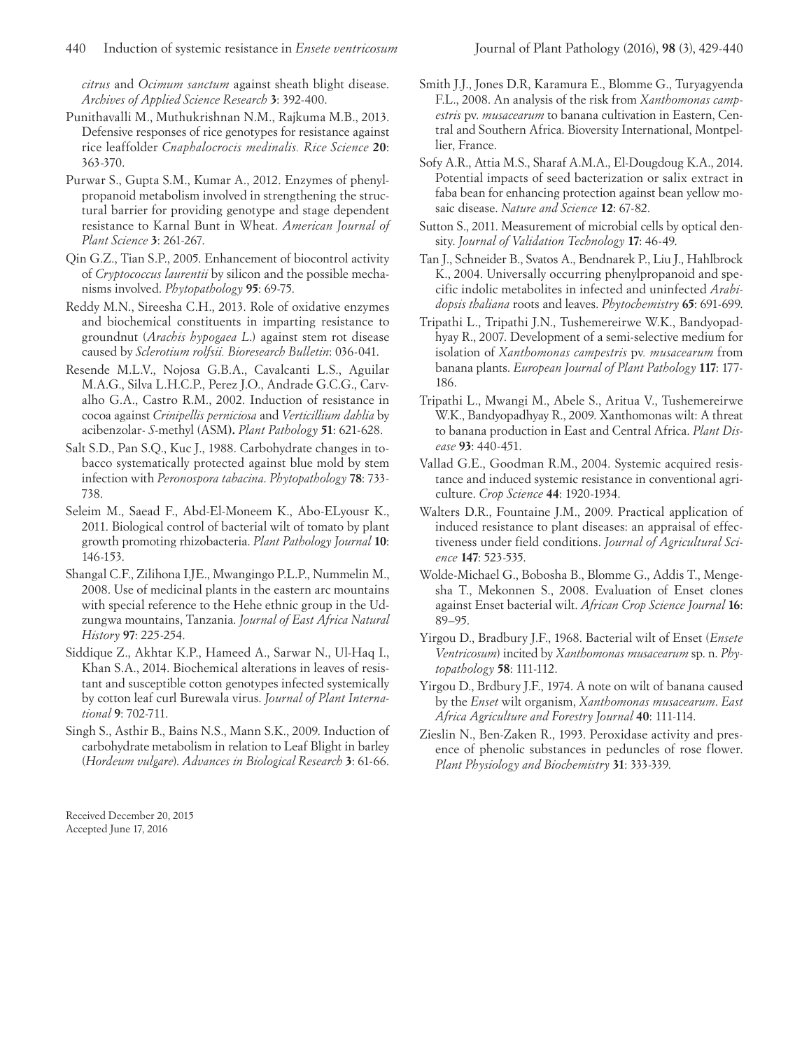*citrus* and *Ocimum sanctum* against sheath blight disease. *Archives of Applied Science Research* **3**: 392-400.

Punithavalli M., Muthukrishnan N.M., Rajkuma M.B., 2013. Defensive responses of rice genotypes for resistance against rice leaffolder *Cnaphalocrocis medinalis. Rice Science* **20**: 363-370.

Purwar S., Gupta S.M., Kumar A., 2012. Enzymes of phenylpropanoid metabolism involved in strengthening the structural barrier for providing genotype and stage dependent resistance to Karnal Bunt in Wheat. *American Journal of Plant Science* **3**: 261-267.

Qin G.Z., Tian S.P., 2005. Enhancement of biocontrol activity of *Cryptococcus laurentii* by silicon and the possible mechanisms involved. *Phytopathology* **95**: 69-75.

Reddy M.N., Sireesha C.H., 2013. Role of oxidative enzymes and biochemical constituents in imparting resistance to groundnut (*Arachis hypogaea L*.) against stem rot disease caused by *Sclerotium rolfsii. Bioresearch Bulletin*: 036-041.

Resende M.L.V., Nojosa G.B.A., Cavalcanti L.S., Aguilar M.A.G., Silva L.H.C.P., Perez J.O., Andrade G.C.G., Carvalho G.A., Castro R.M., 2002. Induction of resistance in cocoa against *Crinipellis perniciosa* and *Verticillium dahlia* by acibenzolar- *S*-methyl (ASM**).** *Plant Pathology* **51**: 621-628.

Salt S.D., Pan S.Q., Kuc J., 1988. Carbohydrate changes in tobacco systematically protected against blue mold by stem infection with *Peronospora tabacina*. *Phytopathology* **78**: 733-738.

Seleim M., Saead F., Abd-El-Moneem K., Abo-ELyousr K., 2011. Biological control of bacterial wilt of tomato by plant growth promoting rhizobacteria. *Plant Pathology Journal* **10**: 146-153.

Shangal C.F., Zilihona I.JE., Mwangingo P.L.P., Nummelin M., 2008. Use of medicinal plants in the eastern arc mountains with special reference to the Hehe ethnic group in the Udzungwa mountains, Tanzania. *Journal of East Africa Natural History* **97**: 225-254.

Siddique Z., Akhtar K.P., Hameed A., Sarwar N., Ul-Haq I., Khan S.A., 2014. Biochemical alterations in leaves of resistant and susceptible cotton genotypes infected systemically by cotton leaf curl Burewala virus. *Journal of Plant International* **9**: 702-711.

Singh S., Asthir B., Bains N.S., Mann S.K., 2009. Induction of carbohydrate metabolism in relation to Leaf Blight in barley (*Hordeum vulgare*). *Advances in Biological Research* **3**: 61-66.

Smith J.J., Jones D.R, Karamura E., Blomme G., Turyagyenda F.L., 2008. An analysis of the risk from *Xanthomonas campestris* pv. *musacearum* to banana cultivation in Eastern, Central and Southern Africa. Bioversity International, Montpellier, France.

Sofy A.R., Attia M.S., Sharaf A.M.A., El-Dougdoug K.A., 2014. Potential impacts of seed bacterization or salix extract in faba bean for enhancing protection against bean yellow mosaic disease. *Nature and Science* **12**: 67-82.

Sutton S., 2011. Measurement of microbial cells by optical density. *Journal of Validation Technology* **17**: 46-49.

Tan J., Schneider B., Svatos A., Bendnarek P., Liu J., Hahlbrock K., 2004. Universally occurring phenylpropanoid and specific indolic metabolites in infected and uninfected *Arabidopsis thaliana* roots and leaves. *Phytochemistry* **65**: 691-699.

Tripathi L., Tripathi J.N., Tushemereirwe W.K., Bandyopadhyay R., 2007. Development of a semi-selective medium for isolation of *Xanthomonas campestris* pv*. musacearum* from banana plants. *European Journal of Plant Pathology* **117**: 177-186.

Tripathi L., Mwangi M., Abele S., Aritua V., Tushemereirwe W.K., Bandyopadhyay R., 2009. Xanthomonas wilt: A threat to banana production in East and Central Africa. *Plant Disease* **93**: 440-451.

Vallad G.E., Goodman R.M., 2004. Systemic acquired resistance and induced systemic resistance in conventional agriculture. *Crop Science* **44**: 1920-1934.

Walters D.R., Fountaine J.M., 2009. Practical application of induced resistance to plant diseases: an appraisal of effectiveness under field conditions. *Journal of Agricultural Science* **147**: 523-535.

Wolde-Michael G., Bobosha B., Blomme G., Addis T., Mengesha T., Mekonnen S., 2008. Evaluation of Enset clones against Enset bacterial wilt. *African Crop Science Journal* **16**: 89–95.

Yirgou D., Bradbury J.F., 1968. Bacterial wilt of Enset (*Ensete Ventricosum*) incited by *Xanthomonas musacearum* sp. n. *Phytopathology* **58**: 111-112.

Yirgou D., Brdbury J.F., 1974. A note on wilt of banana caused by the *Enset* wilt organism, *Xanthomonas musacearum*. *East Africa Agriculture and Forestry Journal* **40**: 111-114.

Zieslin N., Ben-Zaken R., 1993. Peroxidase activity and presence of phenolic substances in peduncles of rose flower. *Plant Physiology and Biochemistry* **31**: 333-339.

Received December 20, 2015
Accepted June 17, 2016